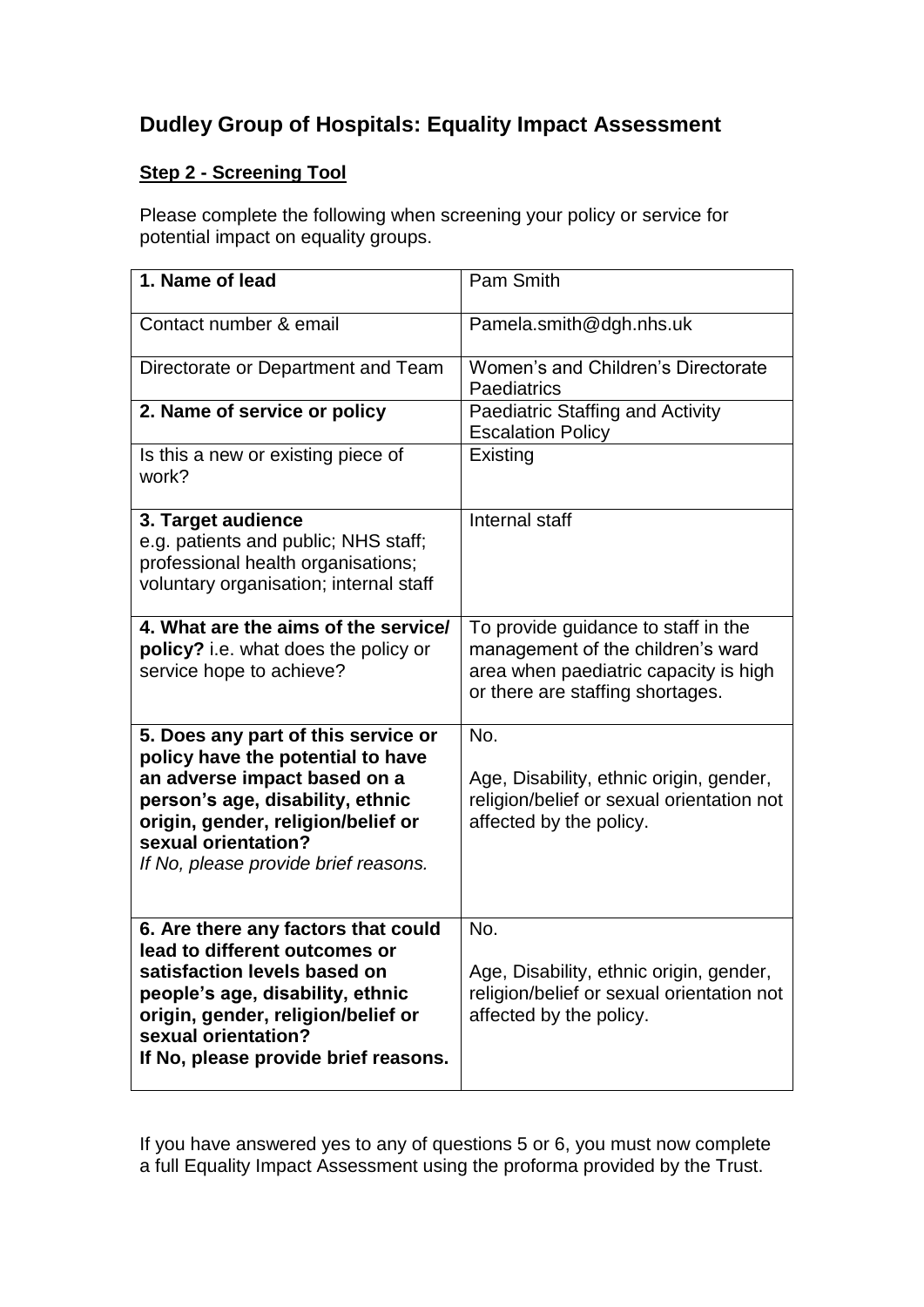# Dudley Group of Hospitals: Equality Impact Assessment

## Step 2 - Screening Tool

Please complete the following when screening your policy or service for potential impact on equality groups.

| **1. Name of lead** | Pam Smith |
|---|---|
| Contact number & email | Pamela.smith@dgh.nhs.uk |
| Directorate or Department and Team | Women's and Children's Directorate Paediatrics |
| **2. Name of service or policy** | Paediatric Staffing and Activity Escalation Policy |
| Is this a new or existing piece of work? | Existing |
| **3. Target audience** e.g. patients and public; NHS staff; professional health organisations; voluntary organisation; internal staff | Internal staff |
| **4. What are the aims of the service/ policy?** i.e. what does the policy or service hope to achieve? | To provide guidance to staff in the management of the children's ward area when paediatric capacity is high or there are staffing shortages. |
| **5. Does any part of this service or policy have the potential to have an adverse impact based on a person's age, disability, ethnic origin, gender, religion/belief or sexual orientation?** *If No, please provide brief reasons.* | No.<br><br>Age, Disability, ethnic origin, gender, religion/belief or sexual orientation not affected by the policy. |
| **6. Are there any factors that could lead to different outcomes or satisfaction levels based on people's age, disability, ethnic origin, gender, religion/belief or sexual orientation? If No, please provide brief reasons.** | No.<br><br>Age, Disability, ethnic origin, gender, religion/belief or sexual orientation not affected by the policy. |

If you have answered yes to any of questions 5 or 6, you must now complete a full Equality Impact Assessment using the proforma provided by the Trust.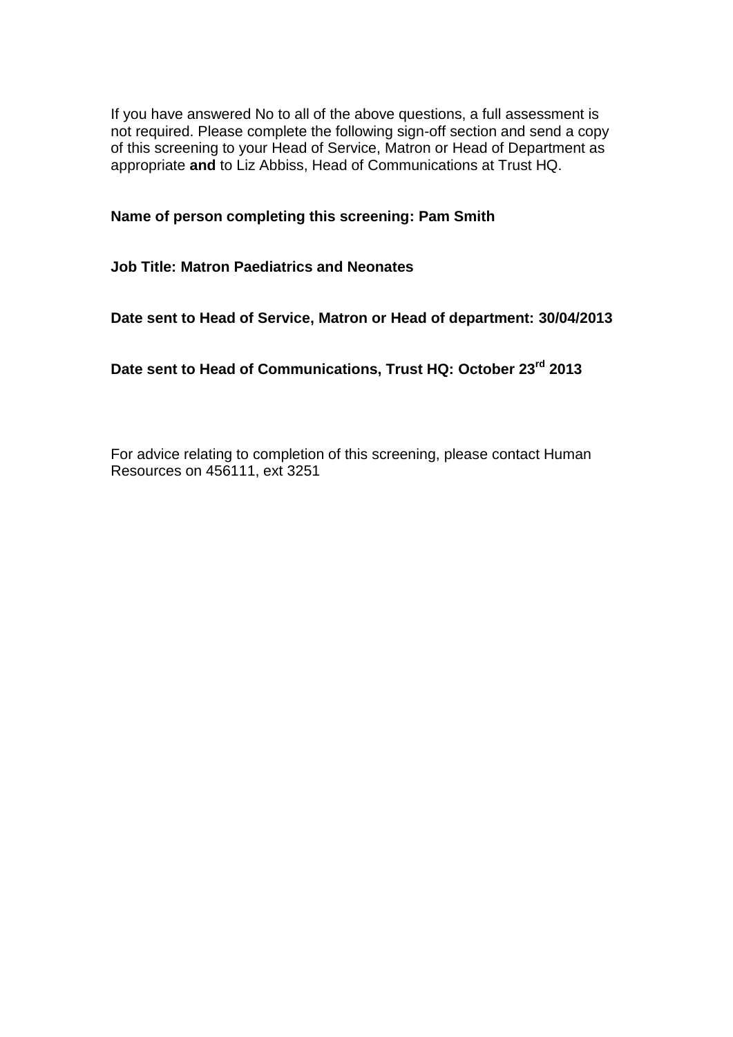If you have answered No to all of the above questions, a full assessment is not required. Please complete the following sign-off section and send a copy of this screening to your Head of Service, Matron or Head of Department as appropriate **and** to Liz Abbiss, Head of Communications at Trust HQ.

**Name of person completing this screening: Pam Smith**

**Job Title: Matron Paediatrics and Neonates**

**Date sent to Head of Service, Matron or Head of department: 30/04/2013**

**Date sent to Head of Communications, Trust HQ: October 23rd 2013**

For advice relating to completion of this screening, please contact Human Resources on 456111, ext 3251